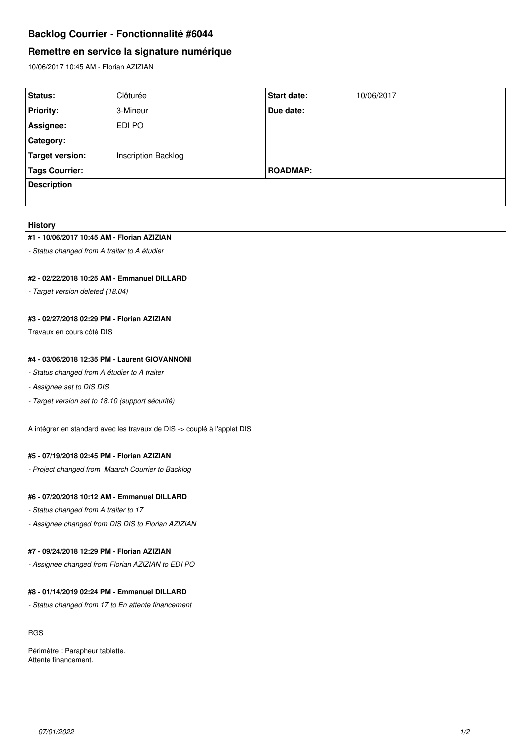# Backlog Courrier - Fonctionnalité #6044

## Remettre en service la signature numérique

10/06/2017 10:45 AM - Florian AZIZIAN

| | | | |
|---|---|---|---|
| **Status:** | Clôturée | **Start date:** | 10/06/2017 |
| **Priority:** | 3-Mineur | **Due date:** | |
| **Assignee:** | EDI PO | | |
| **Category:** | | | |
| **Target version:** | Inscription Backlog | | |
| **Tags Courrier:** | | **ROADMAP:** | |
| **Description** | | | |

### History

#### #1 - 10/06/2017 10:45 AM - Florian AZIZIAN

*- Status changed from A traiter to A étudier*

#### #2 - 02/22/2018 10:25 AM - Emmanuel DILLARD

*- Target version deleted (18.04)*

#### #3 - 02/27/2018 02:29 PM - Florian AZIZIAN

Travaux en cours côté DIS

#### #4 - 03/06/2018 12:35 PM - Laurent GIOVANNONI

*- Status changed from A étudier to A traiter*

*- Assignee set to DIS DIS*

*- Target version set to 18.10 (support sécurité)*

A intégrer en standard avec les travaux de DIS -> couplé à l'applet DIS

#### #5 - 07/19/2018 02:45 PM - Florian AZIZIAN

*- Project changed from Maarch Courrier to Backlog*

#### #6 - 07/20/2018 10:12 AM - Emmanuel DILLARD

*- Status changed from A traiter to 17*

*- Assignee changed from DIS DIS to Florian AZIZIAN*

#### #7 - 09/24/2018 12:29 PM - Florian AZIZIAN

*- Assignee changed from Florian AZIZIAN to EDI PO*

#### #8 - 01/14/2019 02:24 PM - Emmanuel DILLARD

*- Status changed from 17 to En attente financement*

RGS

Périmètre : Parapheur tablette.
Attente financement.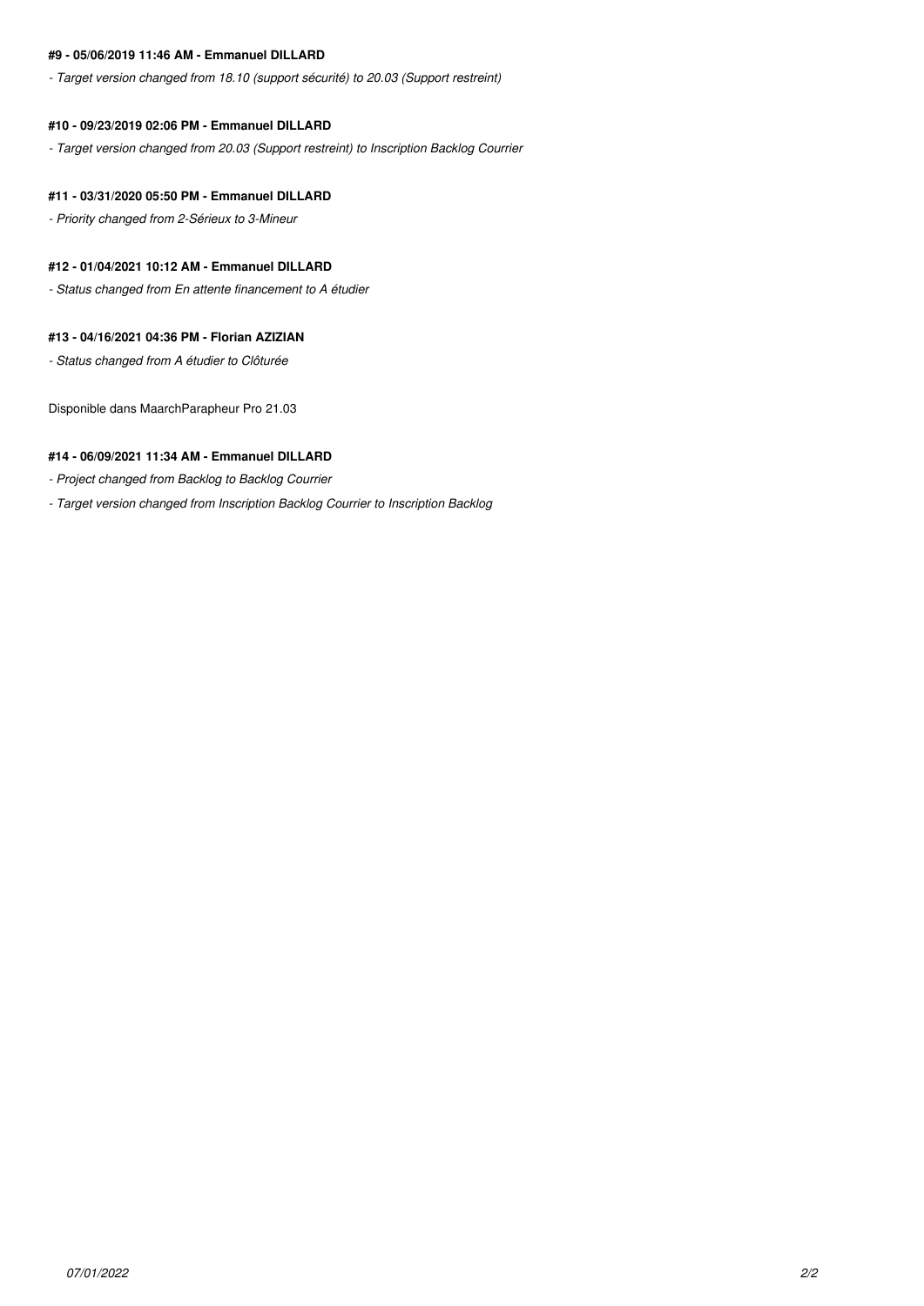#### #9 - 05/06/2019 11:46 AM - Emmanuel DILLARD

*- Target version changed from 18.10 (support sécurité) to 20.03 (Support restreint)*

#### #10 - 09/23/2019 02:06 PM - Emmanuel DILLARD

*- Target version changed from 20.03 (Support restreint) to Inscription Backlog Courrier*

#### #11 - 03/31/2020 05:50 PM - Emmanuel DILLARD

*- Priority changed from 2-Sérieux to 3-Mineur*

#### #12 - 01/04/2021 10:12 AM - Emmanuel DILLARD

*- Status changed from En attente financement to A étudier*

#### #13 - 04/16/2021 04:36 PM - Florian AZIZIAN

*- Status changed from A étudier to Clôturée*

Disponible dans MaarchParapheur Pro 21.03

#### #14 - 06/09/2021 11:34 AM - Emmanuel DILLARD

*- Project changed from Backlog to Backlog Courrier*

*- Target version changed from Inscription Backlog Courrier to Inscription Backlog*